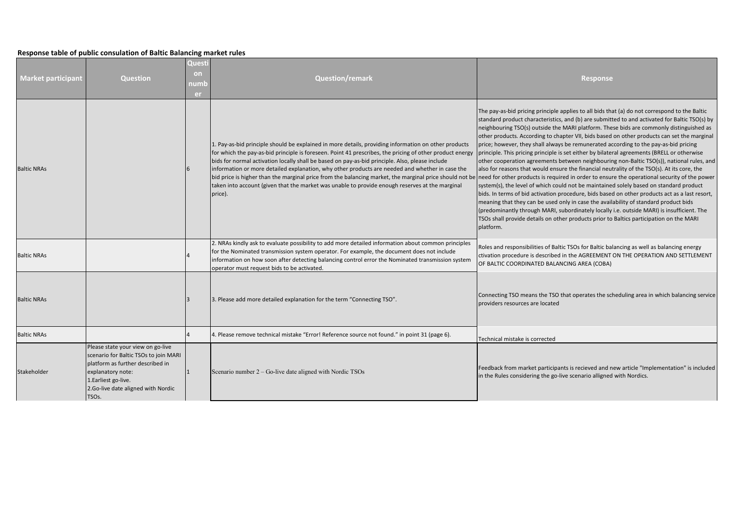**Response table of public consulation of Baltic Balancing market rules**

| Market participant | Question | Question number | Question/remark | Response |
|---|---|---|---|---|
| Baltic NRAs | | 6 | 1. Pay-as-bid principle should be explained in more details, providing information on other products for which the pay-as-bid principle is foreseen. Point 41 prescribes, the pricing of other product energy bids for normal activation locally shall be based on pay-as-bid principle. Also, please include information or more detailed explanation, why other products are needed and whether in case the bid price is higher than the marginal price from the balancing market, the marginal price should not be taken into account (given that the market was unable to provide enough reserves at the marginal price). | The pay-as-bid pricing principle applies to all bids that (a) do not correspond to the Baltic standard product characteristics, and (b) are submitted to and activated for Baltic TSO(s) by neighbouring TSO(s) outside the MARI platform. These bids are commonly distinguished as other products. According to chapter VII, bids based on other products can set the marginal price; however, they shall always be remunerated according to the pay-as-bid pricing principle. This pricing principle is set either by bilateral agreements (BRELL or otherwise other cooperation agreements between neighbouring non-Baltic TSO(s)), national rules, and also for reasons that would ensure the financial neutrality of the TSO(s). At its core, the need for other products is required in order to ensure the operational security of the power system(s), the level of which could not be maintained solely based on standard product bids. In terms of bid activation procedure, bids based on other products act as a last resort, meaning that they can be used only in case the availability of standard product bids (predominantly through MARI, subordinately locally i.e. outside MARI) is insufficient. The TSOs shall provide details on other products prior to Baltics participation on the MARI platform. |
| Baltic NRAs | | 4 | 2. NRAs kindly ask to evaluate possibility to add more detailed information about common principles for the Nominated transmission system operator. For example, the document does not include information on how soon after detecting balancing control error the Nominated transmission system operator must request bids to be activated. | Roles and responsibilities of Baltic TSOs for Baltic balancing as well as balancing energy ctivation procedure is described in the AGREEMENT ON THE OPERATION AND SETTLEMENT OF BALTIC COORDINATED BALANCING AREA (COBA) |
| Baltic NRAs | | 3 | 3. Please add more detailed explanation for the term "Connecting TSO". | Connecting TSO means the TSO that operates the scheduling area in which balancing service providers resources are located |
| Baltic NRAs | | 4 | 4. Please remove technical mistake "Error! Reference source not found." in point 31 (page 6). | Technical mistake is corrected |
| Stakeholder | Please state your view on go-live scenario for Baltic TSOs to join MARI platform as further described in explanatory note:<br>1.Earliest go-live.<br>2.Go-live date aligned with Nordic TSOs. | 1 | Scenario number 2 – Go-live date aligned with Nordic TSOs | Feedback from market participants is recieved and new article "Implementation" is included in the Rules considering the go-live scenario alligned with Nordics. |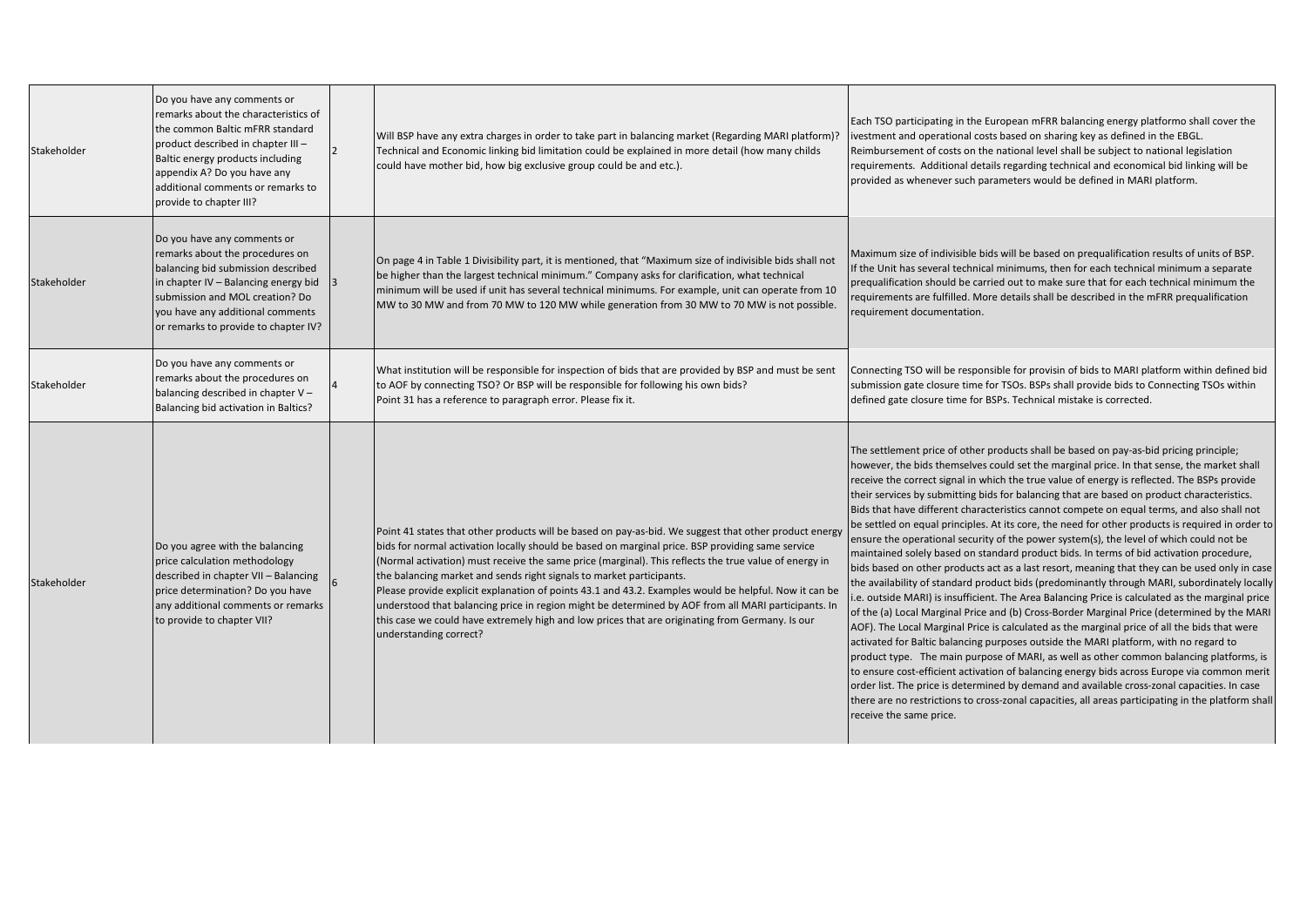| | | | | |
|---|---|---|---|---|
| Stakeholder | Do you have any comments or remarks about the characteristics of the common Baltic mFRR standard product described in chapter III – Baltic energy products including appendix A? Do you have any additional comments or remarks to provide to chapter III? | 2 | Will BSP have any extra charges in order to take part in balancing market (Regarding MARI platform)? Technical and Economic linking bid limitation could be explained in more detail (how many childs could have mother bid, how big exclusive group could be and etc.). | Each TSO participating in the European mFRR balancing energy platformo shall cover the ivestment and operational costs based on sharing key as defined in the EBGL. Reimbursement of costs on the national level shall be subject to national legislation requirements. Additional details regarding technical and economical bid linking will be provided as whenever such parameters would be defined in MARI platform. |
| Stakeholder | Do you have any comments or remarks about the procedures on balancing bid submission described in chapter IV – Balancing energy bid submission and MOL creation? Do you have any additional comments or remarks to provide to chapter IV? | 3 | On page 4 in Table 1 Divisibility part, it is mentioned, that "Maximum size of indivisible bids shall not be higher than the largest technical minimum." Company asks for clarification, what technical minimum will be used if unit has several technical minimums. For example, unit can operate from 10 MW to 30 MW and from 70 MW to 120 MW while generation from 30 MW to 70 MW is not possible. | Maximum size of indivisible bids will be based on prequalification results of units of BSP. If the Unit has several technical minimums, then for each technical minimum a separate prequalification should be carried out to make sure that for each technical minimum the requirements are fulfilled. More details shall be described in the mFRR prequalification requirement documentation. |
| Stakeholder | Do you have any comments or remarks about the procedures on balancing described in chapter V – Balancing bid activation in Baltics? | 4 | What institution will be responsible for inspection of bids that are provided by BSP and must be sent to AOF by connecting TSO? Or BSP will be responsible for following his own bids?<br>Point 31 has a reference to paragraph error. Please fix it. | Connecting TSO will be responsible for provisin of bids to MARI platform within defined bid submission gate closure time for TSOs. BSPs shall provide bids to Connecting TSOs within defined gate closure time for BSPs. Technical mistake is corrected. |
| Stakeholder | Do you agree with the balancing price calculation methodology described in chapter VII – Balancing price determination? Do you have any additional comments or remarks to provide to chapter VII? | 6 | Point 41 states that other products will be based on pay-as-bid. We suggest that other product energy bids for normal activation locally should be based on marginal price. BSP providing same service (Normal activation) must receive the same price (marginal). This reflects the true value of energy in the balancing market and sends right signals to market participants.<br>Please provide explicit explanation of points 43.1 and 43.2. Examples would be helpful. Now it can be understood that balancing price in region might be determined by AOF from all MARI participants. In this case we could have extremely high and low prices that are originating from Germany. Is our understanding correct? | The settlement price of other products shall be based on pay-as-bid pricing principle; however, the bids themselves could set the marginal price. In that sense, the market shall receive the correct signal in which the true value of energy is reflected. The BSPs provide their services by submitting bids for balancing that are based on product characteristics. Bids that have different characteristics cannot compete on equal terms, and also shall not be settled on equal principles. At its core, the need for other products is required in order to ensure the operational security of the power system(s), the level of which could not be maintained solely based on standard product bids. In terms of bid activation procedure, bids based on other products act as a last resort, meaning that they can be used only in case the availability of standard product bids (predominantly through MARI, subordinately locally i.e. outside MARI) is insufficient. The Area Balancing Price is calculated as the marginal price of the (a) Local Marginal Price and (b) Cross-Border Marginal Price (determined by the MARI AOF). The Local Marginal Price is calculated as the marginal price of all the bids that were activated for Baltic balancing purposes outside the MARI platform, with no regard to product type. The main purpose of MARI, as well as other common balancing platforms, is to ensure cost-efficient activation of balancing energy bids across Europe via common merit order list. The price is determined by demand and available cross-zonal capacities. In case there are no restrictions to cross-zonal capacities, all areas participating in the platform shall receive the same price. |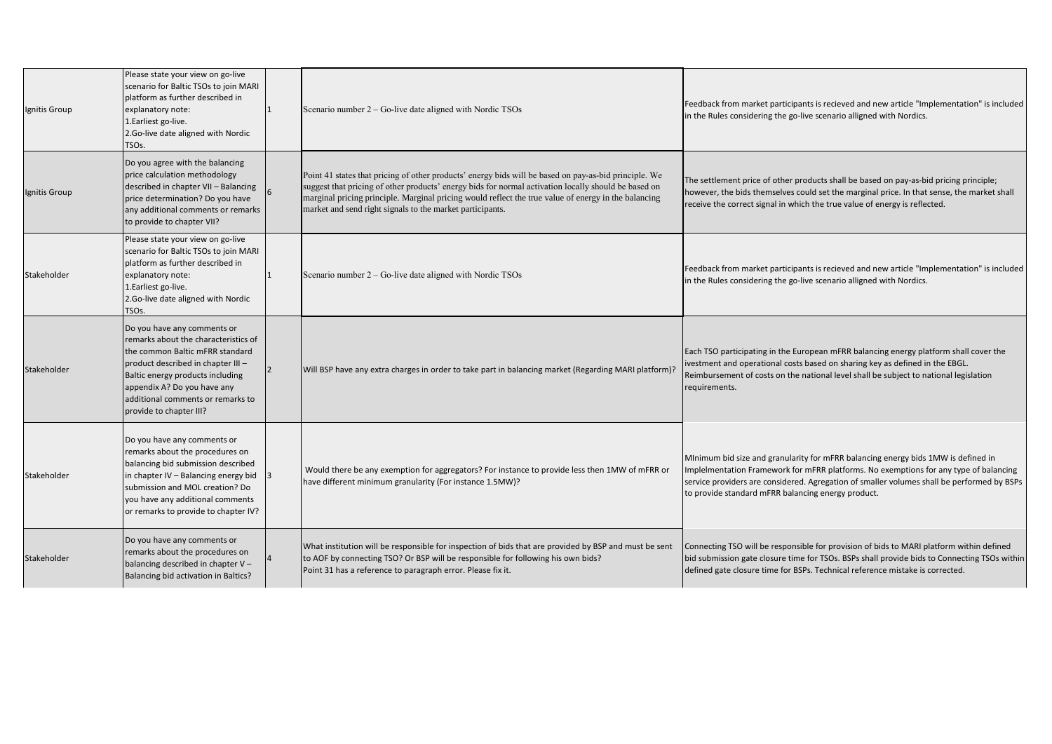| | | | | |
|---|---|---|---|---|
| Ignitis Group | Please state your view on go-live scenario for Baltic TSOs to join MARI platform as further described in explanatory note:<br>1.Earliest go-live.<br>2.Go-live date aligned with Nordic TSOs. | 1 | Scenario number 2 – Go-live date aligned with Nordic TSOs | Feedback from market participants is recieved and new article "Implementation" is included in the Rules considering the go-live scenario alligned with Nordics. |
| Ignitis Group | Do you agree with the balancing price calculation methodology described in chapter VII – Balancing price determination? Do you have any additional comments or remarks to provide to chapter VII? | 6 | Point 41 states that pricing of other products' energy bids will be based on pay-as-bid principle. We suggest that pricing of other products' energy bids for normal activation locally should be based on marginal pricing principle. Marginal pricing would reflect the true value of energy in the balancing market and send right signals to the market participants. | The settlement price of other products shall be based on pay-as-bid pricing principle; however, the bids themselves could set the marginal price. In that sense, the market shall receive the correct signal in which the true value of energy is reflected. |
| Stakeholder | Please state your view on go-live scenario for Baltic TSOs to join MARI platform as further described in explanatory note:<br>1.Earliest go-live.<br>2.Go-live date aligned with Nordic TSOs. | 1 | Scenario number 2 – Go-live date aligned with Nordic TSOs | Feedback from market participants is recieved and new article "Implementation" is included in the Rules considering the go-live scenario alligned with Nordics. |
| Stakeholder | Do you have any comments or remarks about the characteristics of the common Baltic mFRR standard product described in chapter III – Baltic energy products including appendix A? Do you have any additional comments or remarks to provide to chapter III? | 2 | Will BSP have any extra charges in order to take part in balancing market (Regarding MARI platform)? | Each TSO participating in the European mFRR balancing energy platform shall cover the ivestment and operational costs based on sharing key as defined in the EBGL. Reimbursement of costs on the national level shall be subject to national legislation requirements. |
| Stakeholder | Do you have any comments or remarks about the procedures on balancing bid submission described in chapter IV – Balancing energy bid submission and MOL creation? Do you have any additional comments or remarks to provide to chapter IV? | 3 | Would there be any exemption for aggregators? For instance to provide less then 1MW of mFRR or have different minimum granularity (For instance 1.5MW)? | MInimum bid size and granularity for mFRR balancing energy bids 1MW is defined in Implelmentation Framework for mFRR platforms. No exemptions for any type of balancing service providers are considered. Agregation of smaller volumes shall be performed by BSPs to provide standard mFRR balancing energy product. |
| Stakeholder | Do you have any comments or remarks about the procedures on balancing described in chapter V – Balancing bid activation in Baltics? | 4 | What institution will be responsible for inspection of bids that are provided by BSP and must be sent to AOF by connecting TSO? Or BSP will be responsible for following his own bids?<br>Point 31 has a reference to paragraph error. Please fix it. | Connecting TSO will be responsible for provision of bids to MARI platform within defined bid submission gate closure time for TSOs. BSPs shall provide bids to Connecting TSOs within defined gate closure time for BSPs. Technical reference mistake is corrected. |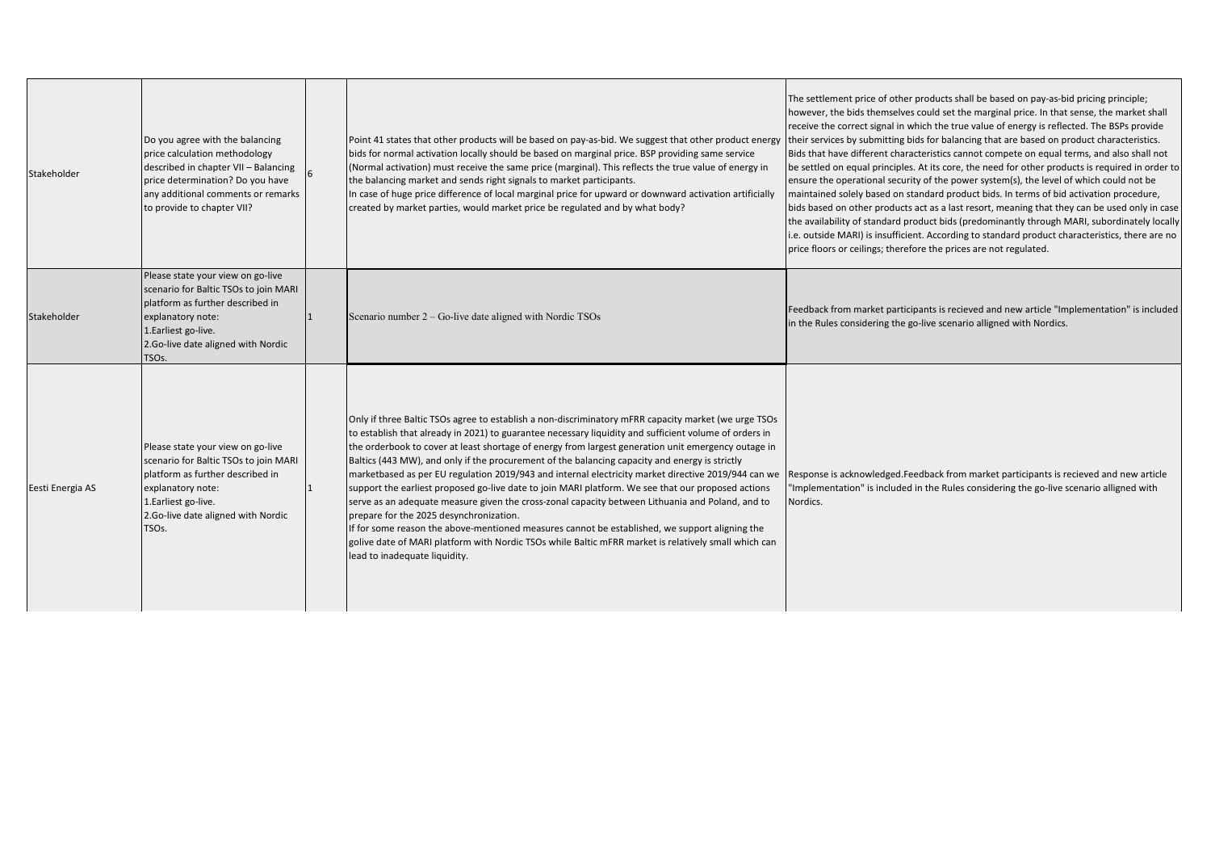| | | | | |
|---|---|---|---|---|
| Stakeholder | Do you agree with the balancing price calculation methodology described in chapter VII – Balancing price determination? Do you have any additional comments or remarks to provide to chapter VII? | 6 | Point 41 states that other products will be based on pay-as-bid. We suggest that other product energy bids for normal activation locally should be based on marginal price. BSP providing same service (Normal activation) must receive the same price (marginal). This reflects the true value of energy in the balancing market and sends right signals to market participants.<br>In case of huge price difference of local marginal price for upward or downward activation artificially created by market parties, would market price be regulated and by what body? | The settlement price of other products shall be based on pay-as-bid pricing principle; however, the bids themselves could set the marginal price. In that sense, the market shall receive the correct signal in which the true value of energy is reflected. The BSPs provide their services by submitting bids for balancing that are based on product characteristics. Bids that have different characteristics cannot compete on equal terms, and also shall not be settled on equal principles. At its core, the need for other products is required in order to ensure the operational security of the power system(s), the level of which could not be maintained solely based on standard product bids. In terms of bid activation procedure, bids based on other products act as a last resort, meaning that they can be used only in case the availability of standard product bids (predominantly through MARI, subordinately locally i.e. outside MARI) is insufficient. According to standard product characteristics, there are no price floors or ceilings; therefore the prices are not regulated. |
| Stakeholder | Please state your view on go-live scenario for Baltic TSOs to join MARI platform as further described in explanatory note:<br>1.Earliest go-live.<br>2.Go-live date aligned with Nordic TSOs. | 1 | Scenario number 2 – Go-live date aligned with Nordic TSOs | Feedback from market participants is recieved and new article "Implementation" is included in the Rules considering the go-live scenario alligned with Nordics. |
| Eesti Energia AS | Please state your view on go-live scenario for Baltic TSOs to join MARI platform as further described in explanatory note:<br>1.Earliest go-live.<br>2.Go-live date aligned with Nordic TSOs. | 1 | Only if three Baltic TSOs agree to establish a non-discriminatory mFRR capacity market (we urge TSOs to establish that already in 2021) to guarantee necessary liquidity and sufficient volume of orders in the orderbook to cover at least shortage of energy from largest generation unit emergency outage in Baltics (443 MW), and only if the procurement of the balancing capacity and energy is strictly marketbased as per EU regulation 2019/943 and internal electricity market directive 2019/944 can we support the earliest proposed go-live date to join MARI platform. We see that our proposed actions serve as an adequate measure given the cross-zonal capacity between Lithuania and Poland, and to prepare for the 2025 desynchronization.<br>If for some reason the above-mentioned measures cannot be established, we support aligning the golive date of MARI platform with Nordic TSOs while Baltic mFRR market is relatively small which can lead to inadequate liquidity. | Response is acknowledged.Feedback from market participants is recieved and new article "Implementation" is included in the Rules considering the go-live scenario alligned with Nordics. |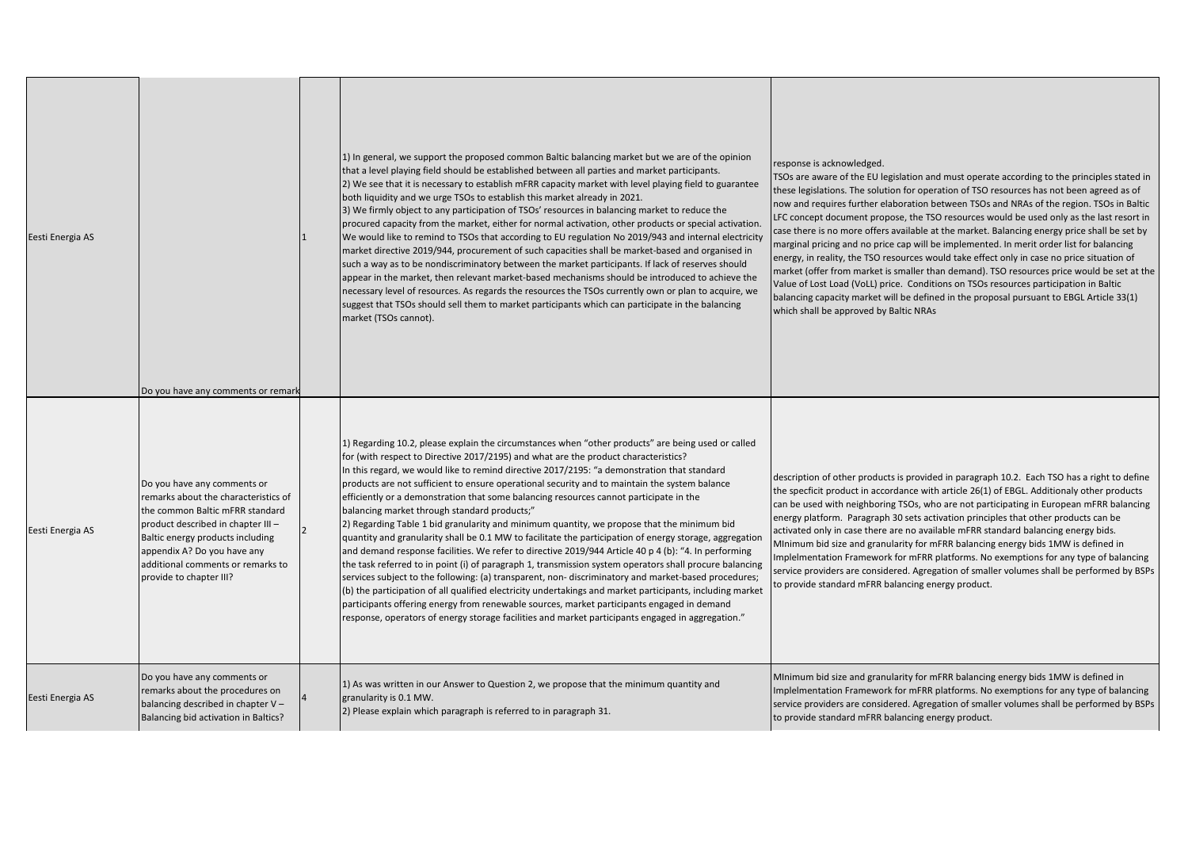| | | | | |
|---|---|---|---|---|
| Eesti Energia AS | Do you have any comments or remark | 1 | 1) In general, we support the proposed common Baltic balancing market but we are of the opinion that a level playing field should be established between all parties and market participants.<br>2) We see that it is necessary to establish mFRR capacity market with level playing field to guarantee both liquidity and we urge TSOs to establish this market already in 2021.<br>3) We firmly object to any participation of TSOs' resources in balancing market to reduce the procured capacity from the market, either for normal activation, other products or special activation. We would like to remind to TSOs that according to EU regulation No 2019/943 and internal electricity market directive 2019/944, procurement of such capacities shall be market-based and organised in such a way as to be nondiscriminatory between the market participants. If lack of reserves should appear in the market, then relevant market-based mechanisms should be introduced to achieve the necessary level of resources. As regards the resources the TSOs currently own or plan to acquire, we suggest that TSOs should sell them to market participants which can participate in the balancing market (TSOs cannot). | response is acknowledged.<br>TSOs are aware of the EU legislation and must operate according to the principles stated in these legislations. The solution for operation of TSO resources has not been agreed as of now and requires further elaboration between TSOs and NRAs of the region. TSOs in Baltic LFC concept document propose, the TSO resources would be used only as the last resort in case there is no more offers available at the market. Balancing energy price shall be set by marginal pricing and no price cap will be implemented. In merit order list for balancing energy, in reality, the TSO resources would take effect only in case no price situation of market (offer from market is smaller than demand). TSO resources price would be set at the Value of Lost Load (VoLL) price. Conditions on TSOs resources participation in Baltic balancing capacity market will be defined in the proposal pursuant to EBGL Article 33(1) which shall be approved by Baltic NRAs |
| Eesti Energia AS | Do you have any comments or remarks about the characteristics of the common Baltic mFRR standard product described in chapter III – Baltic energy products including appendix A? Do you have any additional comments or remarks to provide to chapter III? | 2 | 1) Regarding 10.2, please explain the circumstances when "other products" are being used or called for (with respect to Directive 2017/2195) and what are the product characteristics?<br>In this regard, we would like to remind directive 2017/2195: "a demonstration that standard products are not sufficient to ensure operational security and to maintain the system balance efficiently or a demonstration that some balancing resources cannot participate in the balancing market through standard products;"<br>2) Regarding Table 1 bid granularity and minimum quantity, we propose that the minimum bid quantity and granularity shall be 0.1 MW to facilitate the participation of energy storage, aggregation and demand response facilities. We refer to directive 2019/944 Article 40 p 4 (b): "4. In performing the task referred to in point (i) of paragraph 1, transmission system operators shall procure balancing services subject to the following: (a) transparent, non- discriminatory and market-based procedures; (b) the participation of all qualified electricity undertakings and market participants, including market participants offering energy from renewable sources, market participants engaged in demand response, operators of energy storage facilities and market participants engaged in aggregation." | description of other products is provided in paragraph 10.2. Each TSO has a right to define the specficit product in accordance with article 26(1) of EBGL. Additionaly other products can be used with neighboring TSOs, who are not participating in European mFRR balancing energy platform. Paragraph 30 sets activation principles that other products can be activated only in case there are no available mFRR standard balancing energy bids.<br>MInimum bid size and granularity for mFRR balancing energy bids 1MW is defined in Implelmentation Framework for mFRR platforms. No exemptions for any type of balancing service providers are considered. Agregation of smaller volumes shall be performed by BSPs to provide standard mFRR balancing energy product. |
| Eesti Energia AS | Do you have any comments or remarks about the procedures on balancing described in chapter V – Balancing bid activation in Baltics? | 4 | 1) As was written in our Answer to Question 2, we propose that the minimum quantity and granularity is 0.1 MW.<br>2) Please explain which paragraph is referred to in paragraph 31. | MInimum bid size and granularity for mFRR balancing energy bids 1MW is defined in Implelmentation Framework for mFRR platforms. No exemptions for any type of balancing service providers are considered. Agregation of smaller volumes shall be performed by BSPs to provide standard mFRR balancing energy product. |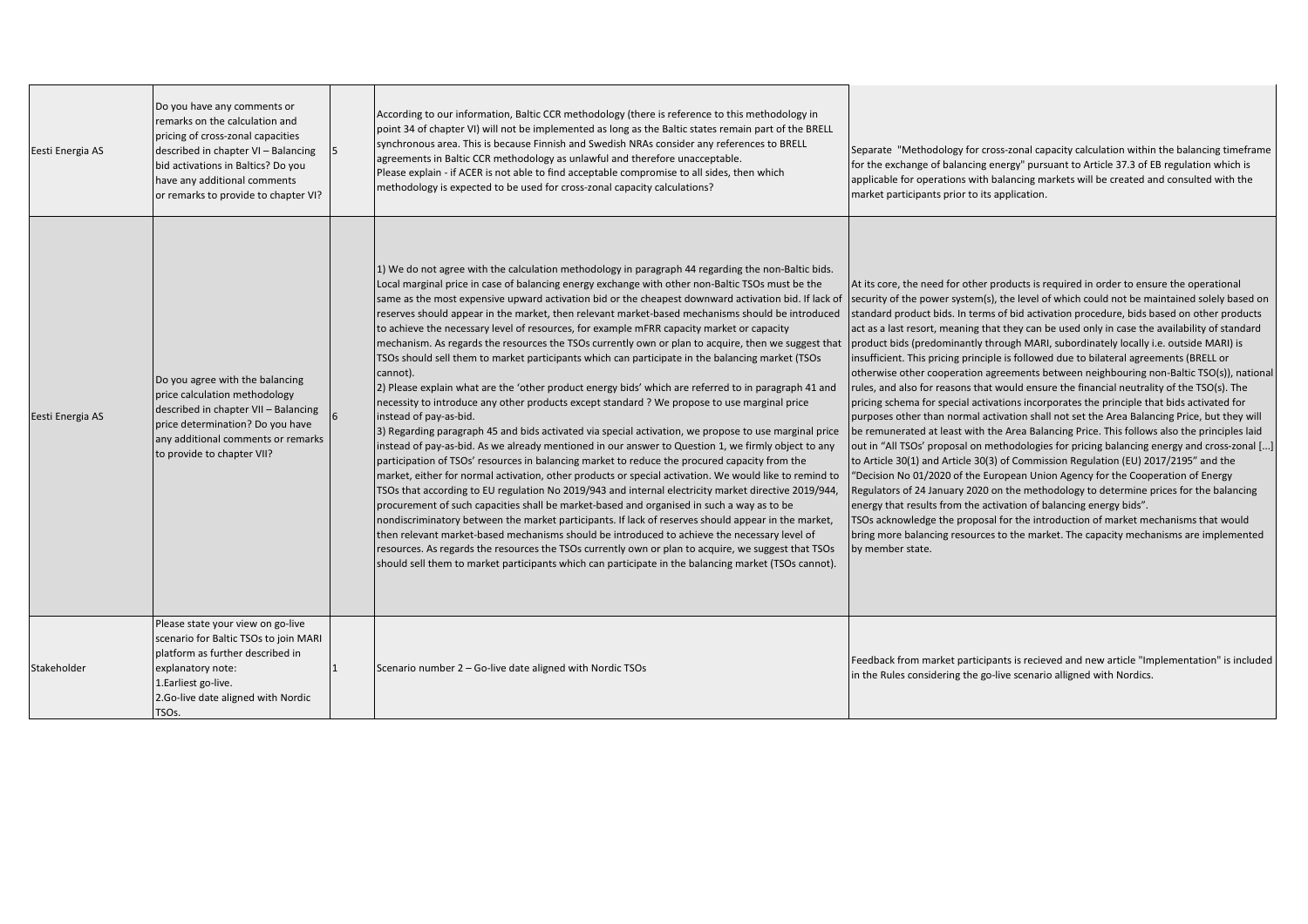| | | | | |
|---|---|---|---|---|
| Eesti Energia AS | Do you have any comments or remarks on the calculation and pricing of cross-zonal capacities described in chapter VI – Balancing bid activations in Baltics? Do you have any additional comments or remarks to provide to chapter VI? | 5 | According to our information, Baltic CCR methodology (there is reference to this methodology in point 34 of chapter VI) will not be implemented as long as the Baltic states remain part of the BRELL synchronous area. This is because Finnish and Swedish NRAs consider any references to BRELL agreements in Baltic CCR methodology as unlawful and therefore unacceptable.<br>Please explain - if ACER is not able to find acceptable compromise to all sides, then which methodology is expected to be used for cross-zonal capacity calculations? | Separate "Methodology for cross-zonal capacity calculation within the balancing timeframe for the exchange of balancing energy" pursuant to Article 37.3 of EB regulation which is applicable for operations with balancing markets will be created and consulted with the market participants prior to its application. |
| Eesti Energia AS | Do you agree with the balancing price calculation methodology described in chapter VII – Balancing price determination? Do you have any additional comments or remarks to provide to chapter VII? | 6 | 1) We do not agree with the calculation methodology in paragraph 44 regarding the non-Baltic bids. Local marginal price in case of balancing energy exchange with other non-Baltic TSOs must be the same as the most expensive upward activation bid or the cheapest downward activation bid. If lack of reserves should appear in the market, then relevant market-based mechanisms should be introduced to achieve the necessary level of resources, for example mFRR capacity market or capacity mechanism. As regards the resources the TSOs currently own or plan to acquire, then we suggest that TSOs should sell them to market participants which can participate in the balancing market (TSOs cannot).<br>2) Please explain what are the 'other product energy bids' which are referred to in paragraph 41 and necessity to introduce any other products except standard ? We propose to use marginal price instead of pay-as-bid.<br>3) Regarding paragraph 45 and bids activated via special activation, we propose to use marginal price instead of pay-as-bid. As we already mentioned in our answer to Question 1, we firmly object to any participation of TSOs' resources in balancing market to reduce the procured capacity from the market, either for normal activation, other products or special activation. We would like to remind to TSOs that according to EU regulation No 2019/943 and internal electricity market directive 2019/944, procurement of such capacities shall be market-based and organised in such a way as to be nondiscriminatory between the market participants. If lack of reserves should appear in the market, then relevant market-based mechanisms should be introduced to achieve the necessary level of resources. As regards the resources the TSOs currently own or plan to acquire, we suggest that TSOs should sell them to market participants which can participate in the balancing market (TSOs cannot). | At its core, the need for other products is required in order to ensure the operational security of the power system(s), the level of which could not be maintained solely based on standard product bids. In terms of bid activation procedure, bids based on other products act as a last resort, meaning that they can be used only in case the availability of standard product bids (predominantly through MARI, subordinately locally i.e. outside MARI) is insufficient. This pricing principle is followed due to bilateral agreements (BRELL or otherwise other cooperation agreements between neighbouring non-Baltic TSO(s)), national rules, and also for reasons that would ensure the financial neutrality of the TSO(s). The pricing schema for special activations incorporates the principle that bids activated for purposes other than normal activation shall not set the Area Balancing Price, but they will be remunerated at least with the Area Balancing Price. This follows also the principles laid out in "All TSOs' proposal on methodologies for pricing balancing energy and cross-zonal [...] to Article 30(1) and Article 30(3) of Commission Regulation (EU) 2017/2195" and the "Decision No 01/2020 of the European Union Agency for the Cooperation of Energy Regulators of 24 January 2020 on the methodology to determine prices for the balancing energy that results from the activation of balancing energy bids".<br>TSOs acknowledge the proposal for the introduction of market mechanisms that would bring more balancing resources to the market. The capacity mechanisms are implemented by member state. |
| Stakeholder | Please state your view on go-live scenario for Baltic TSOs to join MARI platform as further described in explanatory note:<br>1.Earliest go-live.<br>2.Go-live date aligned with Nordic TSOs. | 1 | Scenario number 2 – Go-live date aligned with Nordic TSOs | Feedback from market participants is recieved and new article "Implementation" is included in the Rules considering the go-live scenario alligned with Nordics. |